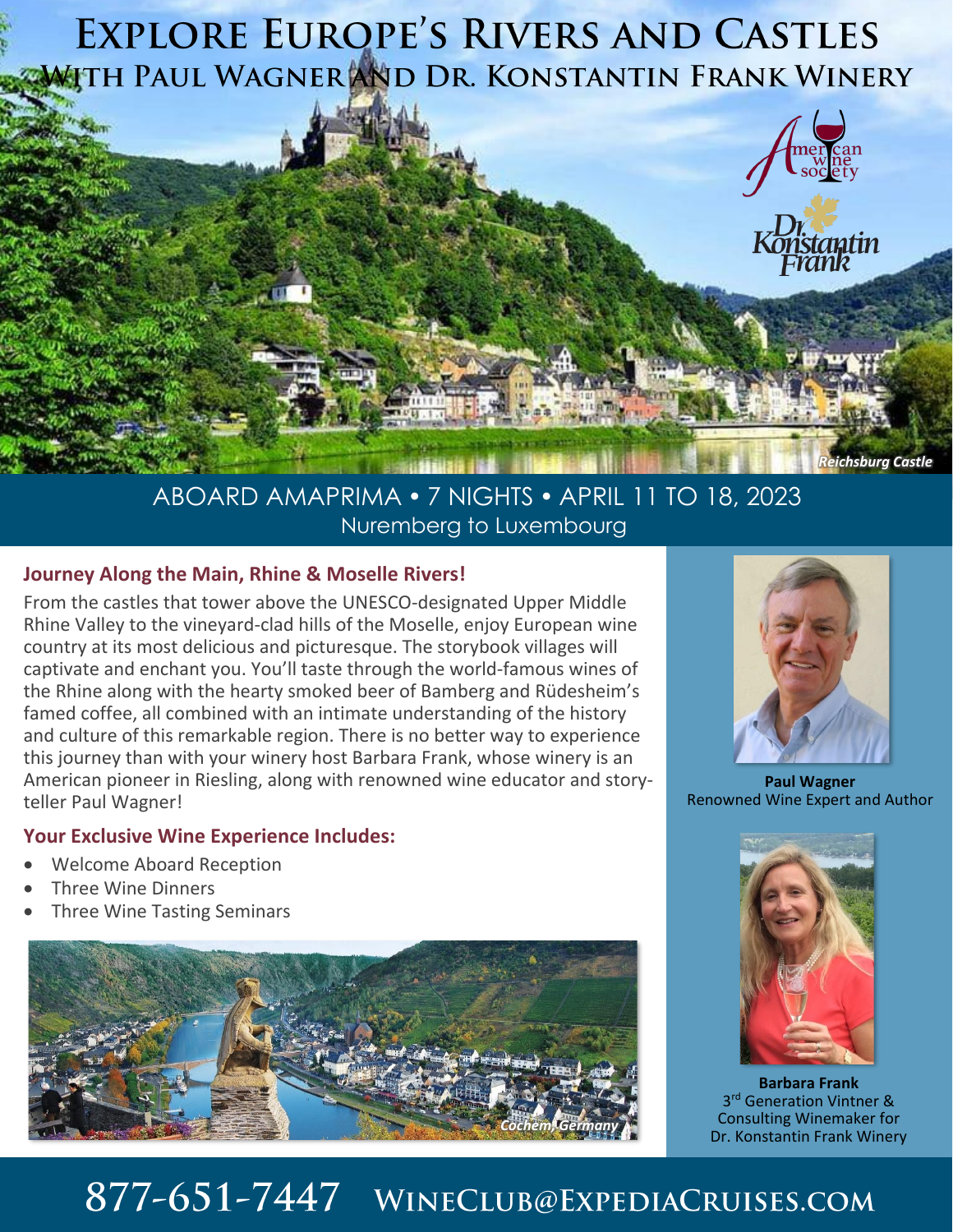# Explore Europe's Rivers and Castles

## With Paul Wagner and Dr. Konstantin Frank Winery

Reichsburg Castle

ABOARD AMAPRIMA • 7 NIGHTS • APRIL 11 TO 18, 2023

Nuremberg to Luxembourg

### Journey Along the Main, Rhine & Moselle Rivers!

From the castles that tower above the UNESCO-designated Upper Middle Rhine Valley to the vineyard-clad hills of the Moselle, enjoy European wine country at its most delicious and picturesque. The storybook villages will captivate and enchant you. You'll taste through the world-famous wines of the Rhine along with the hearty smoked beer of Bamberg and Rüdesheim's famed coffee, all combined with an intimate understanding of the history and culture of this remarkable region. There is no better way to experience this journey than with your winery host Barbara Frank, whose winery is an American pioneer in Riesling, along with renowned wine educator and story-teller Paul Wagner!

### Your Exclusive Wine Experience Includes:

- Welcome Aboard Reception
- Three Wine Dinners
- Three Wine Tasting Seminars

Cochem, Germany

**Paul Wagner**
Renowned Wine Expert and Author

**Barbara Frank**
3rd Generation Vintner & Consulting Winemaker for Dr. Konstantin Frank Winery

877-651-7447 WineClub@ExpediaCruises.com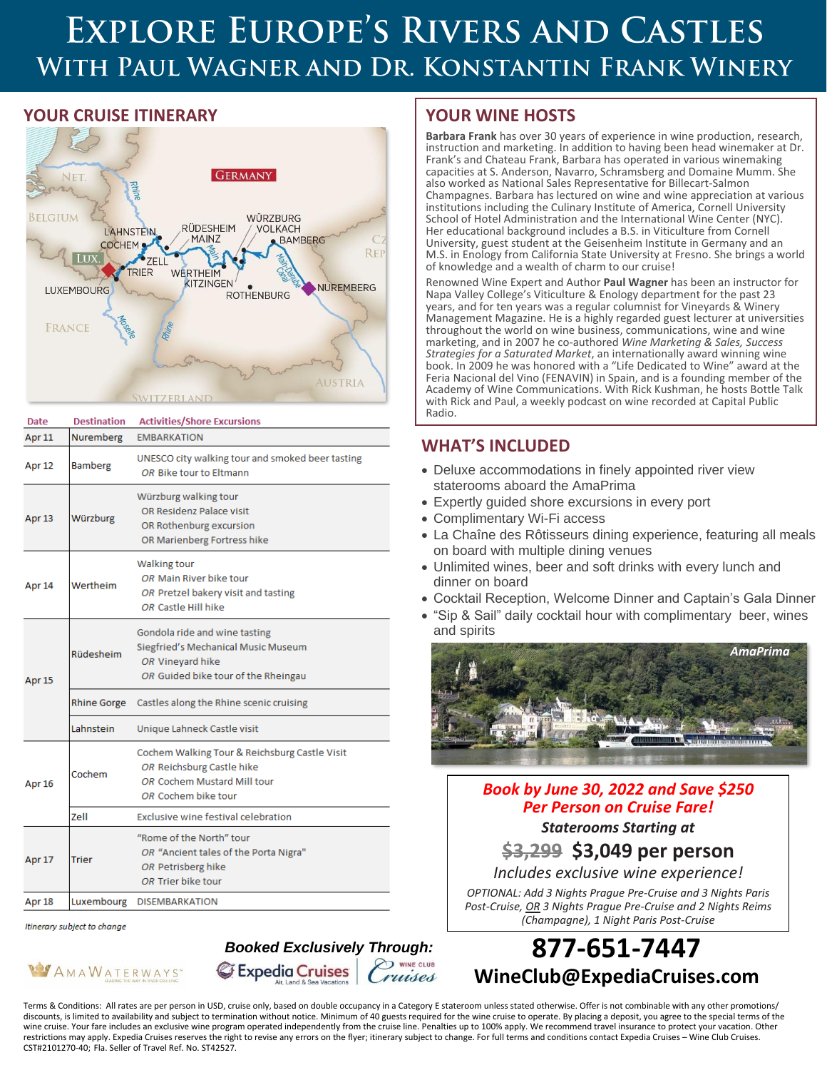# Explore Europe's Rivers and Castles
## With Paul Wagner and Dr. Konstantin Frank Winery

## YOUR CRUISE ITINERARY

| Date | Destination | Activities/Shore Excursions |
|---|---|---|
| Apr 11 | Nuremberg | EMBARKATION |
| Apr 12 | Bamberg | UNESCO city walking tour and smoked beer tasting<br>*OR* Bike tour to Eltmann |
| Apr 13 | Würzburg | Würzburg walking tour<br>OR Residenz Palace visit<br>OR Rothenburg excursion<br>OR Marienberg Fortress hike |
| Apr 14 | Wertheim | Walking tour<br>*OR* Main River bike tour<br>*OR* Pretzel bakery visit and tasting<br>*OR* Castle Hill hike |
| Apr 15 | Rüdesheim | Gondola ride and wine tasting<br>Siegfried's Mechanical Music Museum<br>*OR* Vineyard hike<br>*OR* Guided bike tour of the Rheingau |
| | Rhine Gorge | Castles along the Rhine scenic cruising |
| | Lahnstein | Unique Lahneck Castle visit |
| Apr 16 | Cochem | Cochem Walking Tour & Reichsburg Castle Visit<br>*OR* Reichsburg Castle hike<br>*OR* Cochem Mustard Mill tour<br>*OR* Cochem bike tour |
| | Zell | Exclusive wine festival celebration |
| Apr 17 | Trier | "Rome of the North" tour<br>*OR* "Ancient tales of the Porta Nigra"<br>*OR* Petrisberg hike<br>*OR* Trier bike tour |
| Apr 18 | Luxembourg | DISEMBARKATION |

*Itinerary subject to change*

## YOUR WINE HOSTS

**Barbara Frank** has over 30 years of experience in wine production, research, instruction and marketing. In addition to having been head winemaker at Dr. Frank's and Chateau Frank, Barbara has operated in various winemaking capacities at S. Anderson, Navarro, Schramsberg and Domaine Mumm. She also worked as National Sales Representative for Billecart-Salmon Champagnes. Barbara has lectured on wine and wine appreciation at various institutions including the Culinary Institute of America, Cornell University School of Hotel Administration and the International Wine Center (NYC). Her educational background includes a B.S. in Viticulture from Cornell University, guest student at the Geisenheim Institute in Germany and an M.S. in Enology from California State University at Fresno. She brings a world of knowledge and a wealth of charm to our cruise!

Renowned Wine Expert and Author **Paul Wagner** has been an instructor for Napa Valley College's Viticulture & Enology department for the past 23 years, and for ten years was a regular columnist for Vineyards & Winery Management Magazine. He is a highly regarded guest lecturer at universities throughout the world on wine business, communications, wine and wine marketing, and in 2007 he co-authored *Wine Marketing & Sales, Success Strategies for a Saturated Market*, an internationally award winning wine book. In 2009 he was honored with a "Life Dedicated to Wine" award at the Feria Nacional del Vino (FENAVIN) in Spain, and is a founding member of the Academy of Wine Communications. With Rick Kushman, he hosts Bottle Talk with Rick and Paul, a weekly podcast on wine recorded at Capital Public Radio.

## WHAT'S INCLUDED

- Deluxe accommodations in finely appointed river view staterooms aboard the AmaPrima
- Expertly guided shore excursions in every port
- Complimentary Wi-Fi access
- La Chaîne des Rôtisseurs dining experience, featuring all meals on board with multiple dining venues
- Unlimited wines, beer and soft drinks with every lunch and dinner on board
- Cocktail Reception, Welcome Dinner and Captain's Gala Dinner
- "Sip & Sail" daily cocktail hour with complimentary beer, wines and spirits

*AmaPrima*

***Book by June 30, 2022 and Save $250 Per Person on Cruise Fare!***

***Staterooms Starting at***

~~$3,299~~ **$3,049 per person**

*Includes exclusive wine experience!*

*OPTIONAL: Add 3 Nights Prague Pre-Cruise and 3 Nights Paris Post-Cruise, OR 3 Nights Prague Pre-Cruise and 2 Nights Reims (Champagne), 1 Night Paris Post-Cruise*

***Booked Exclusively Through:***

AmaWaterways · Expedia Cruises · Wine Club Cruises

**877-651-7447**

**WineClub@ExpediaCruises.com**

Terms & Conditions: All rates are per person in USD, cruise only, based on double occupancy in a Category E stateroom unless stated otherwise. Offer is not combinable with any other promotions/ discounts, is limited to availability and subject to termination without notice. Minimum of 40 guests required for the wine cruise to operate. By placing a deposit, you agree to the special terms of the wine cruise. Your fare includes an exclusive wine program operated independently from the cruise line. Penalties up to 100% apply. We recommend travel insurance to protect your vacation. Other restrictions may apply. Expedia Cruises reserves the right to revise any errors on the flyer; itinerary subject to change. For full terms and conditions contact Expedia Cruises – Wine Club Cruises. CST#2101270-40; Fla. Seller of Travel Ref. No. ST42527.